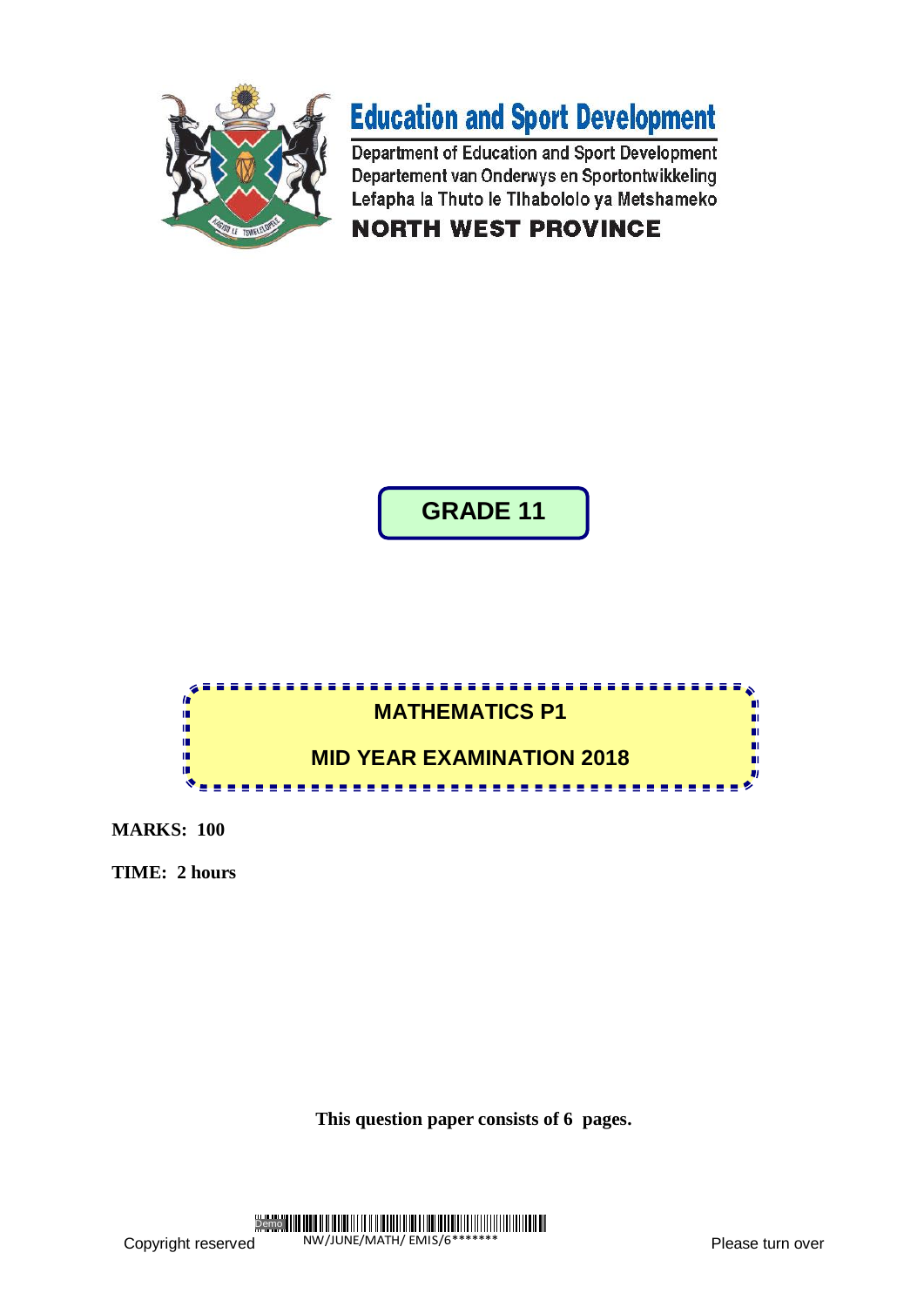**Education and Sport Development**

Department of Education and Sport Development
Departement van Onderwys en Sportontwikkeling
Lefapha la Thuto le Tlhabololo ya Metshameko

**NORTH WEST PROVINCE**

# GRADE 11

## MATHEMATICS P1

## MID YEAR EXAMINATION 2018

**MARKS: 100**

**TIME: 2 hours**

**This question paper consists of 6 pages.**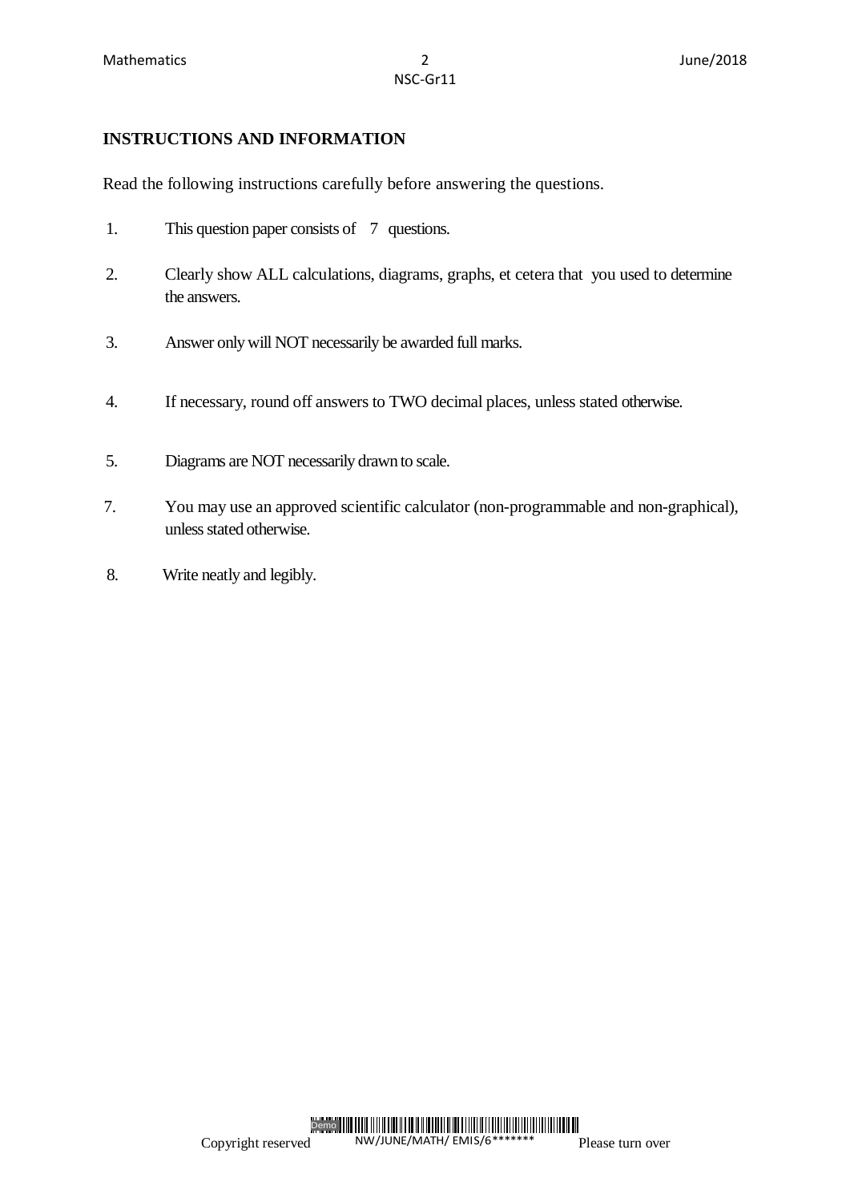**INSTRUCTIONS AND INFORMATION**

Read the following instructions carefully before answering the questions.

1. This question paper consists of 7 questions.

2. Clearly show ALL calculations, diagrams, graphs, et cetera that you used to determine the answers.

3. Answer only will NOT necessarily be awarded full marks.

4. If necessary, round off answers to TWO decimal places, unless stated otherwise.

5. Diagrams are NOT necessarily drawn to scale.

7. You may use an approved scientific calculator (non-programmable and non-graphical), unless stated otherwise.

8. Write neatly and legibly.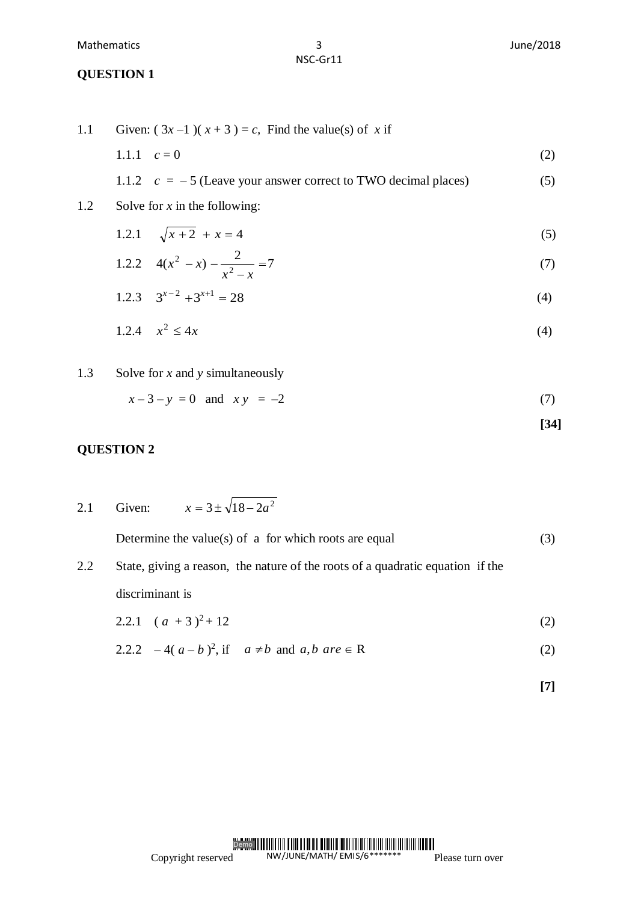## QUESTION 1

1.1 Given: $(3x - 1)(x + 3) = c$, Find the value(s) of $x$ if

1.1.1 $c = 0$ (2)

1.1.2 $c = -5$ (Leave your answer correct to TWO decimal places) (5)

1.2 Solve for $x$ in the following:

1.2.1 $\sqrt{x+2} + x = 4$ (5)

1.2.2 $4(x^2 - x) - \dfrac{2}{x^2 - x} = 7$ (7)

1.2.3 $3^{x-2} + 3^{x+1} = 28$ (4)

1.2.4 $x^2 \leq 4x$ (4)

1.3 Solve for $x$ and $y$ simultaneously

$x - 3 - y = 0$ and $xy = -2$ (7)

**[34]**

## QUESTION 2

2.1 Given: $x = 3 \pm \sqrt{18 - 2a^2}$

Determine the value(s) of a for which roots are equal (3)

2.2 State, giving a reason, the nature of the roots of a quadratic equation if the discriminant is

2.2.1 $(a + 3)^2 + 12$ (2)

2.2.2 $-4(a - b)^2$, if $a \neq b$ and $a, b$ are $\in$ R (2)

**[7]**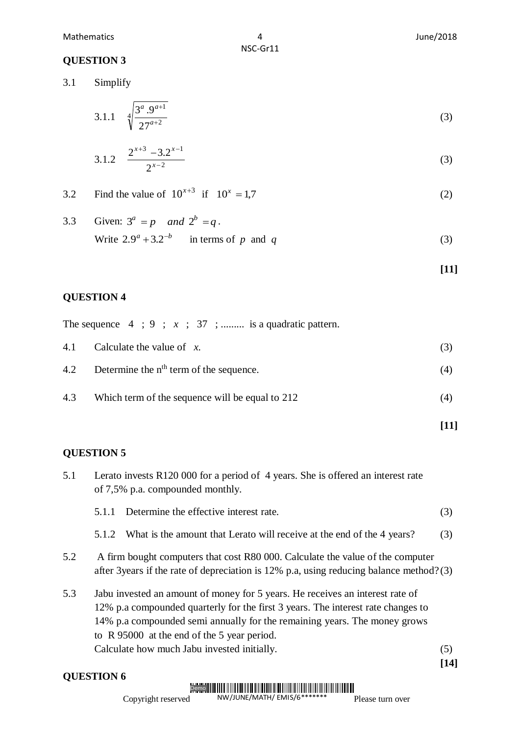## QUESTION 3

3.1 Simplify

3.1.1 $\sqrt[4]{\dfrac{3^a.9^{a+1}}{27^{a+2}}}$ (3)

3.1.2 $\dfrac{2^{x+3}-3.2^{x-1}}{2^{x-2}}$ (3)

3.2 Find the value of $10^{x+3}$ if $10^x = 1{,}7$ (2)

3.3 Given: $3^a = p \quad and\ 2^b = q$.

Write $2.9^a + 3.2^{-b}$ in terms of $p$ and $q$ (3)

**[11]**

## QUESTION 4

The sequence 4 ; 9 ; $x$ ; 37 ; ......... is a quadratic pattern.

4.1 Calculate the value of $x$. (3)

4.2 Determine the n$^{th}$ term of the sequence. (4)

4.3 Which term of the sequence will be equal to 212 (4)

**[11]**

## QUESTION 5

5.1 Lerato invests R120 000 for a period of 4 years. She is offered an interest rate of 7,5% p.a. compounded monthly.

5.1.1 Determine the effective interest rate. (3)

5.1.2 What is the amount that Lerato will receive at the end of the 4 years? (3)

5.2 A firm bought computers that cost R80 000. Calculate the value of the computer after 3years if the rate of depreciation is 12% p.a, using reducing balance method? (3)

5.3 Jabu invested an amount of money for 5 years. He receives an interest rate of 12% p.a compounded quarterly for the first 3 years. The interest rate changes to 14% p.a compounded semi annually for the remaining years. The money grows to R 95000 at the end of the 5 year period.
Calculate how much Jabu invested initially. (5)

**[14]**

## QUESTION 6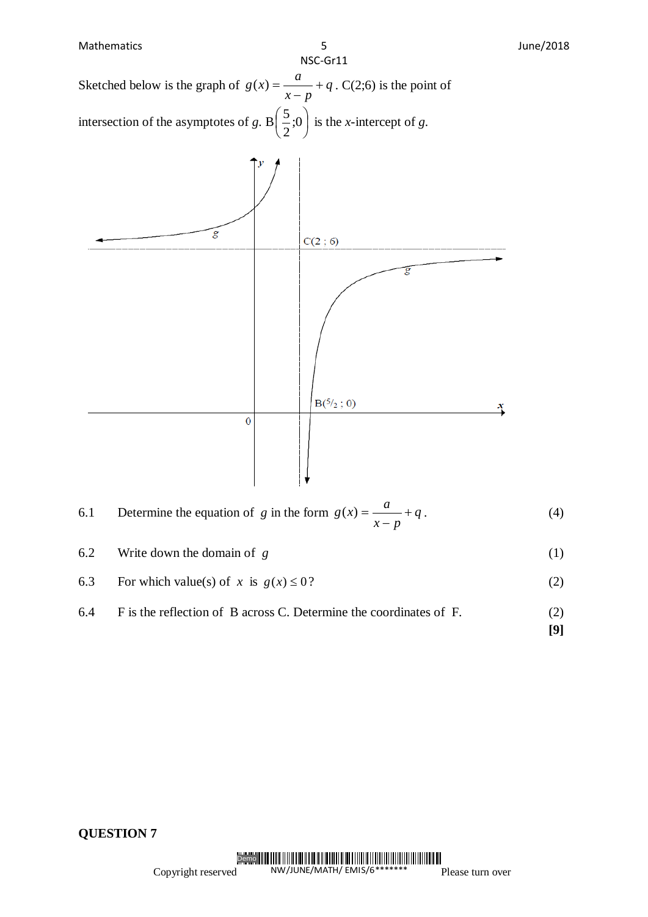Sketched below is the graph of $g(x) = \dfrac{a}{x-p} + q$. C(2;6) is the point of intersection of the asymptotes of *g*. B$\left(\dfrac{5}{2};0\right)$ is the *x*-intercept of *g*.

| | | |
|---|---|---|
| 6.1 | Determine the equation of $g$ in the form $g(x) = \dfrac{a}{x-p} + q$. | (4) |
| 6.2 | Write down the domain of $g$ | (1) |
| 6.3 | For which value(s) of $x$ is $g(x) \leq 0$? | (2) |
| 6.4 | F is the reflection of B across C. Determine the coordinates of F. | (2) |
| | | **[9]** |

**QUESTION 7**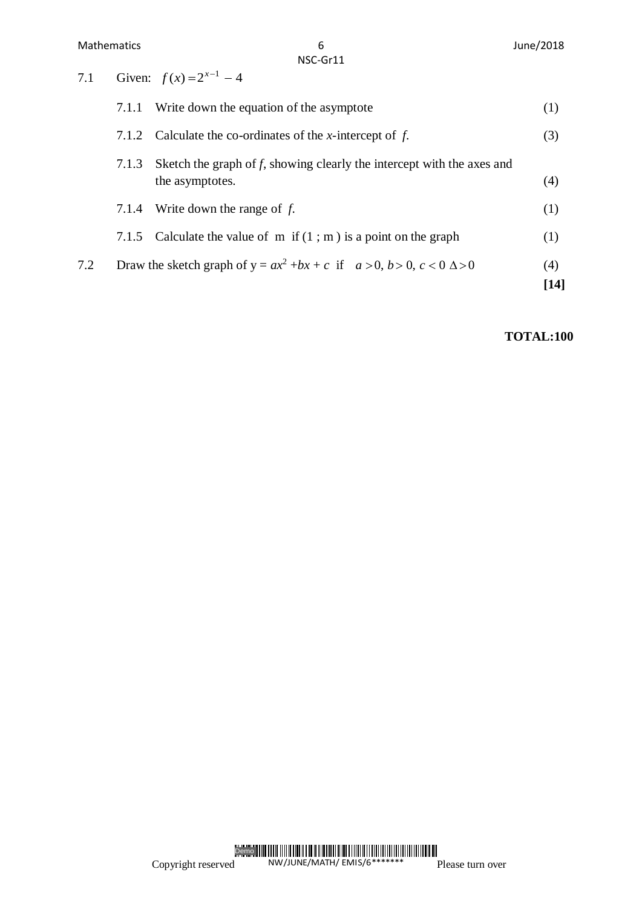7.1 Given: $f(x) = 2^{x-1} - 4$

7.1.1 Write down the equation of the asymptote (1)

7.1.2 Calculate the co-ordinates of the *x*-intercept of *f*. (3)

7.1.3 Sketch the graph of *f*, showing clearly the intercept with the axes and the asymptotes. (4)

7.1.4 Write down the range of *f*. (1)

7.1.5 Calculate the value of m if (1 ; m ) is a point on the graph (1)

7.2 Draw the sketch graph of $y = ax^2 + bx + c$ if $a > 0,\ b > 0,\ c < 0\ \Delta > 0$ (4)

**[14]**

**TOTAL:100**